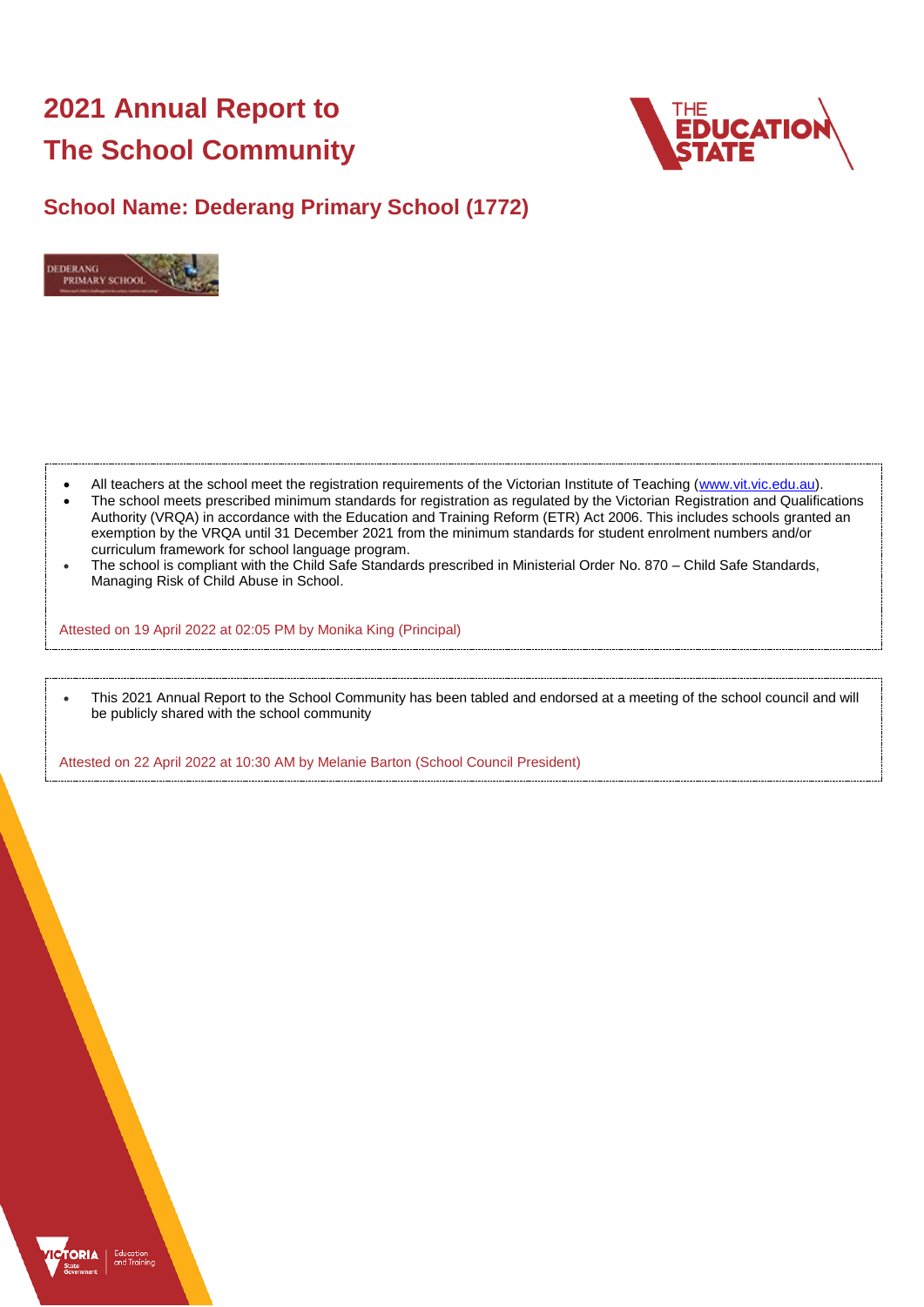# 2021 Annual Report to The School Community

## School Name: Dederang Primary School (1772)

- All teachers at the school meet the registration requirements of the Victorian Institute of Teaching (www.vit.vic.edu.au).
- The school meets prescribed minimum standards for registration as regulated by the Victorian Registration and Qualifications Authority (VRQA) in accordance with the Education and Training Reform (ETR) Act 2006. This includes schools granted an exemption by the VRQA until 31 December 2021 from the minimum standards for student enrolment numbers and/or curriculum framework for school language program.
- The school is compliant with the Child Safe Standards prescribed in Ministerial Order No. 870 – Child Safe Standards, Managing Risk of Child Abuse in School.

Attested on 19 April 2022 at 02:05 PM by Monika King (Principal)

- This 2021 Annual Report to the School Community has been tabled and endorsed at a meeting of the school council and will be publicly shared with the school community

Attested on 22 April 2022 at 10:30 AM by Melanie Barton (School Council President)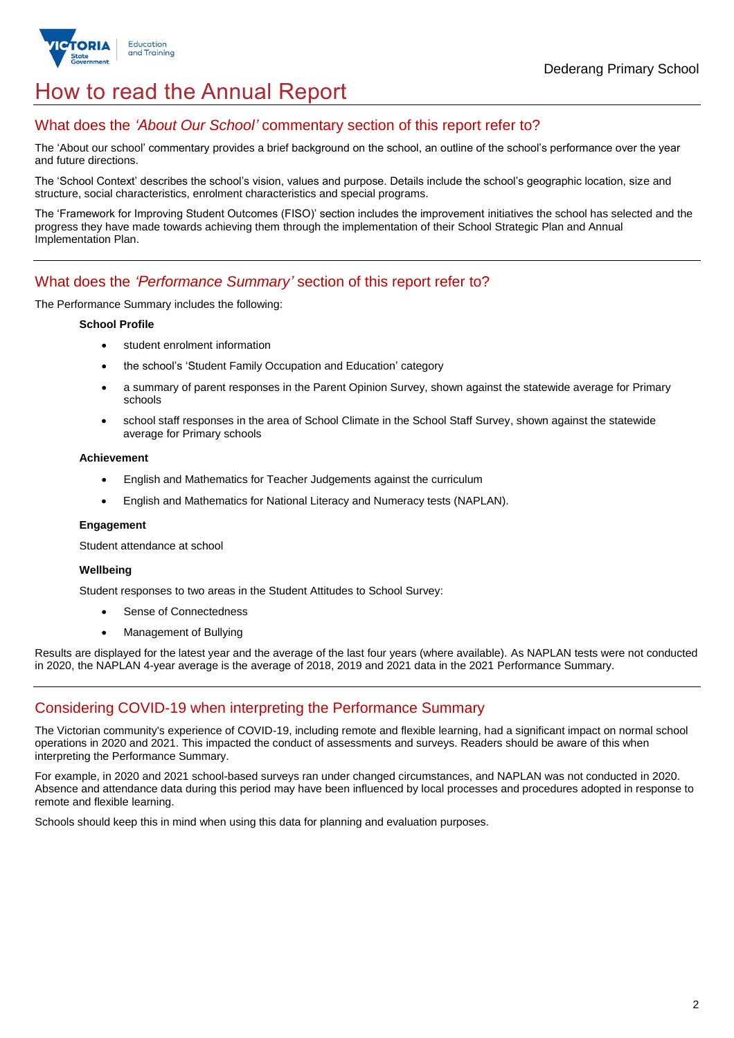# How to read the Annual Report

## What does the *'About Our School'* commentary section of this report refer to?

The 'About our school' commentary provides a brief background on the school, an outline of the school's performance over the year and future directions.

The 'School Context' describes the school's vision, values and purpose. Details include the school's geographic location, size and structure, social characteristics, enrolment characteristics and special programs.

The 'Framework for Improving Student Outcomes (FISO)' section includes the improvement initiatives the school has selected and the progress they have made towards achieving them through the implementation of their School Strategic Plan and Annual Implementation Plan.

## What does the *'Performance Summary'* section of this report refer to?

The Performance Summary includes the following:

**School Profile**

- student enrolment information
- the school's 'Student Family Occupation and Education' category
- a summary of parent responses in the Parent Opinion Survey, shown against the statewide average for Primary schools
- school staff responses in the area of School Climate in the School Staff Survey, shown against the statewide average for Primary schools

**Achievement**

- English and Mathematics for Teacher Judgements against the curriculum
- English and Mathematics for National Literacy and Numeracy tests (NAPLAN).

**Engagement**

Student attendance at school

**Wellbeing**

Student responses to two areas in the Student Attitudes to School Survey:

- Sense of Connectedness
- Management of Bullying

Results are displayed for the latest year and the average of the last four years (where available). As NAPLAN tests were not conducted in 2020, the NAPLAN 4-year average is the average of 2018, 2019 and 2021 data in the 2021 Performance Summary.

## Considering COVID-19 when interpreting the Performance Summary

The Victorian community's experience of COVID-19, including remote and flexible learning, had a significant impact on normal school operations in 2020 and 2021. This impacted the conduct of assessments and surveys. Readers should be aware of this when interpreting the Performance Summary.

For example, in 2020 and 2021 school-based surveys ran under changed circumstances, and NAPLAN was not conducted in 2020. Absence and attendance data during this period may have been influenced by local processes and procedures adopted in response to remote and flexible learning.

Schools should keep this in mind when using this data for planning and evaluation purposes.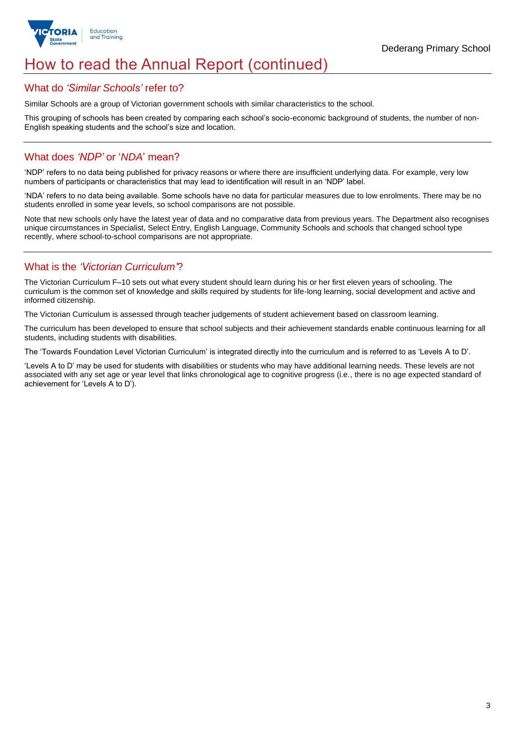# How to read the Annual Report (continued)

## What do *'Similar Schools'* refer to?

Similar Schools are a group of Victorian government schools with similar characteristics to the school.

This grouping of schools has been created by comparing each school's socio-economic background of students, the number of non-English speaking students and the school's size and location.

## What does *'NDP'* or '*NDA*' mean?

'NDP' refers to no data being published for privacy reasons or where there are insufficient underlying data. For example, very low numbers of participants or characteristics that may lead to identification will result in an 'NDP' label.

'NDA' refers to no data being available. Some schools have no data for particular measures due to low enrolments. There may be no students enrolled in some year levels, so school comparisons are not possible.

Note that new schools only have the latest year of data and no comparative data from previous years. The Department also recognises unique circumstances in Specialist, Select Entry, English Language, Community Schools and schools that changed school type recently, where school-to-school comparisons are not appropriate.

## What is the *'Victorian Curriculum'*?

The Victorian Curriculum F–10 sets out what every student should learn during his or her first eleven years of schooling. The curriculum is the common set of knowledge and skills required by students for life-long learning, social development and active and informed citizenship.

The Victorian Curriculum is assessed through teacher judgements of student achievement based on classroom learning.

The curriculum has been developed to ensure that school subjects and their achievement standards enable continuous learning for all students, including students with disabilities.

The 'Towards Foundation Level Victorian Curriculum' is integrated directly into the curriculum and is referred to as 'Levels A to D'.

'Levels A to D' may be used for students with disabilities or students who may have additional learning needs. These levels are not associated with any set age or year level that links chronological age to cognitive progress (i.e., there is no age expected standard of achievement for 'Levels A to D').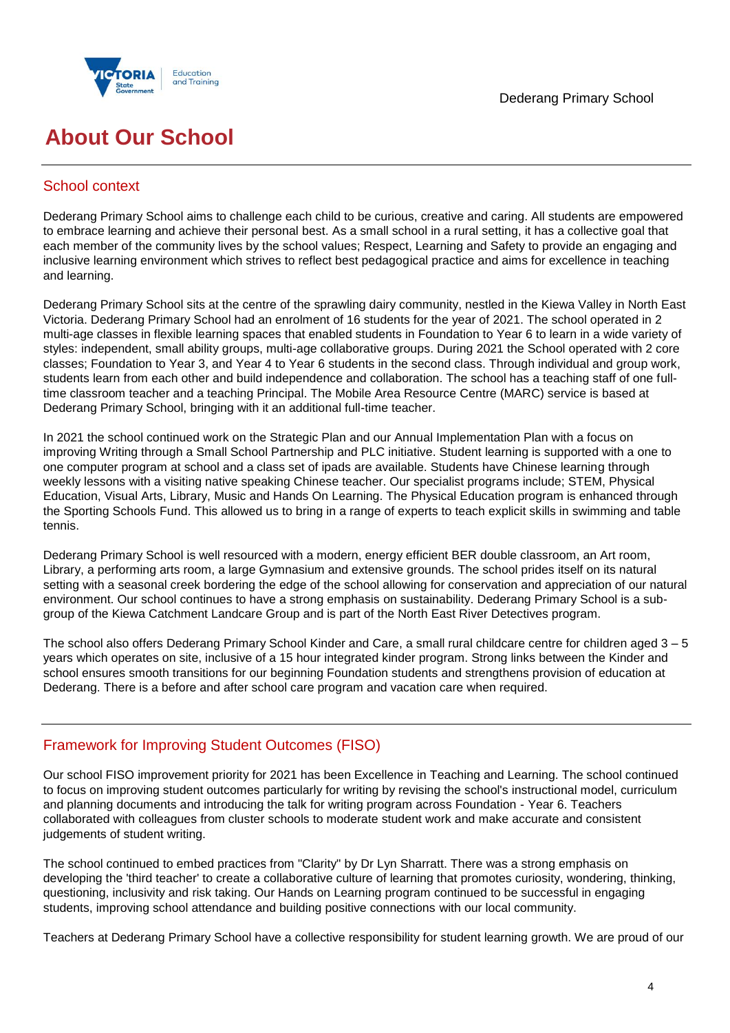# About Our School

## School context

Dederang Primary School aims to challenge each child to be curious, creative and caring. All students are empowered to embrace learning and achieve their personal best. As a small school in a rural setting, it has a collective goal that each member of the community lives by the school values; Respect, Learning and Safety to provide an engaging and inclusive learning environment which strives to reflect best pedagogical practice and aims for excellence in teaching and learning.

Dederang Primary School sits at the centre of the sprawling dairy community, nestled in the Kiewa Valley in North East Victoria. Dederang Primary School had an enrolment of 16 students for the year of 2021. The school operated in 2 multi-age classes in flexible learning spaces that enabled students in Foundation to Year 6 to learn in a wide variety of styles: independent, small ability groups, multi-age collaborative groups. During 2021 the School operated with 2 core classes; Foundation to Year 3, and Year 4 to Year 6 students in the second class. Through individual and group work, students learn from each other and build independence and collaboration. The school has a teaching staff of one full-time classroom teacher and a teaching Principal. The Mobile Area Resource Centre (MARC) service is based at Dederang Primary School, bringing with it an additional full-time teacher.

In 2021 the school continued work on the Strategic Plan and our Annual Implementation Plan with a focus on improving Writing through a Small School Partnership and PLC initiative. Student learning is supported with a one to one computer program at school and a class set of ipads are available. Students have Chinese learning through weekly lessons with a visiting native speaking Chinese teacher. Our specialist programs include; STEM, Physical Education, Visual Arts, Library, Music and Hands On Learning. The Physical Education program is enhanced through the Sporting Schools Fund. This allowed us to bring in a range of experts to teach explicit skills in swimming and table tennis.

Dederang Primary School is well resourced with a modern, energy efficient BER double classroom, an Art room, Library, a performing arts room, a large Gymnasium and extensive grounds. The school prides itself on its natural setting with a seasonal creek bordering the edge of the school allowing for conservation and appreciation of our natural environment. Our school continues to have a strong emphasis on sustainability. Dederang Primary School is a sub-group of the Kiewa Catchment Landcare Group and is part of the North East River Detectives program.

The school also offers Dederang Primary School Kinder and Care, a small rural childcare centre for children aged 3 – 5 years which operates on site, inclusive of a 15 hour integrated kinder program. Strong links between the Kinder and school ensures smooth transitions for our beginning Foundation students and strengthens provision of education at Dederang. There is a before and after school care program and vacation care when required.

## Framework for Improving Student Outcomes (FISO)

Our school FISO improvement priority for 2021 has been Excellence in Teaching and Learning. The school continued to focus on improving student outcomes particularly for writing by revising the school's instructional model, curriculum and planning documents and introducing the talk for writing program across Foundation - Year 6. Teachers collaborated with colleagues from cluster schools to moderate student work and make accurate and consistent judgements of student writing.

The school continued to embed practices from "Clarity" by Dr Lyn Sharratt. There was a strong emphasis on developing the 'third teacher' to create a collaborative culture of learning that promotes curiosity, wondering, thinking, questioning, inclusivity and risk taking. Our Hands on Learning program continued to be successful in engaging students, improving school attendance and building positive connections with our local community.

Teachers at Dederang Primary School have a collective responsibility for student learning growth. We are proud of our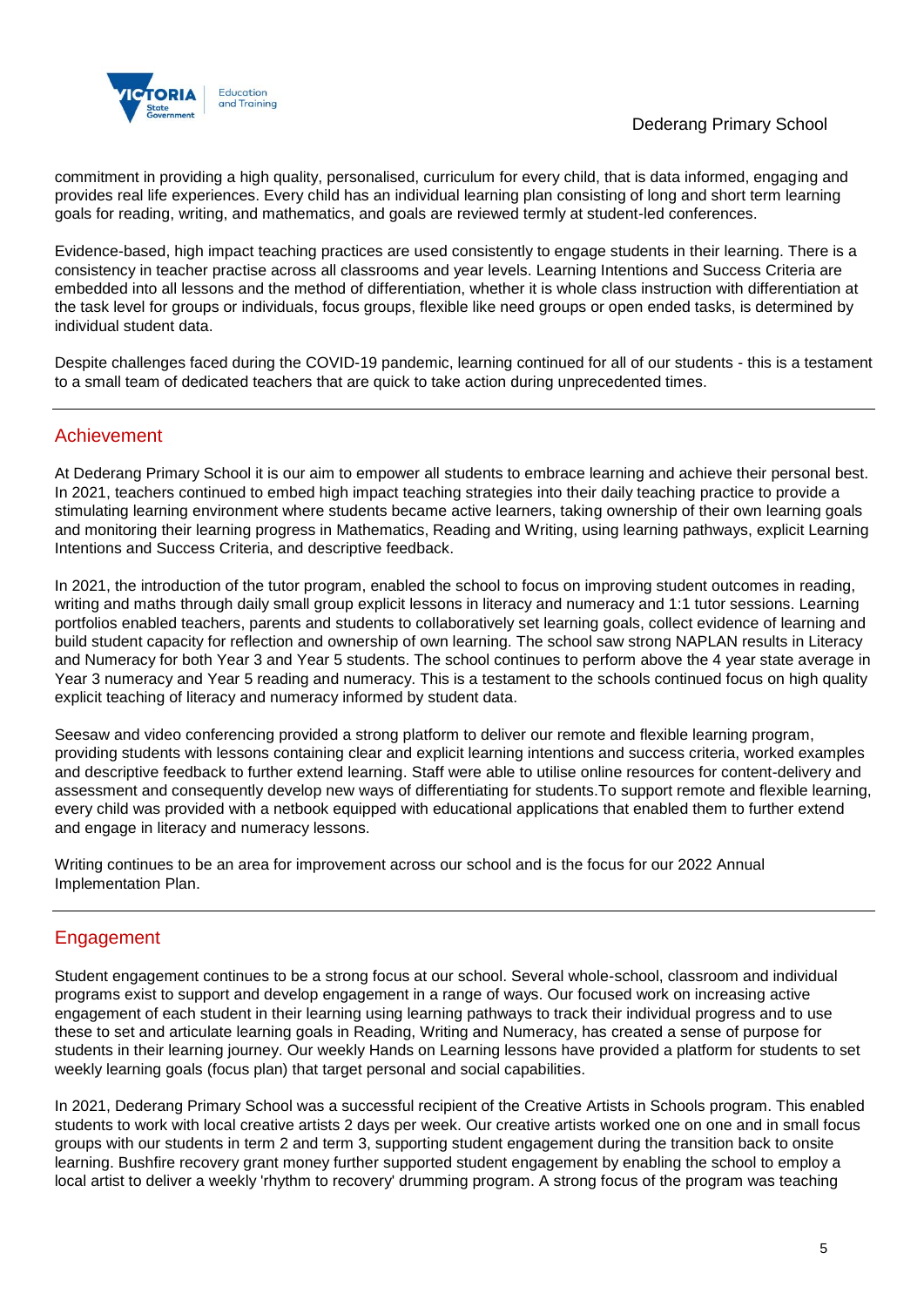commitment in providing a high quality, personalised, curriculum for every child, that is data informed, engaging and provides real life experiences. Every child has an individual learning plan consisting of long and short term learning goals for reading, writing, and mathematics, and goals are reviewed termly at student-led conferences.

Evidence-based, high impact teaching practices are used consistently to engage students in their learning. There is a consistency in teacher practise across all classrooms and year levels. Learning Intentions and Success Criteria are embedded into all lessons and the method of differentiation, whether it is whole class instruction with differentiation at the task level for groups or individuals, focus groups, flexible like need groups or open ended tasks, is determined by individual student data.

Despite challenges faced during the COVID-19 pandemic, learning continued for all of our students - this is a testament to a small team of dedicated teachers that are quick to take action during unprecedented times.

## Achievement

At Dederang Primary School it is our aim to empower all students to embrace learning and achieve their personal best. In 2021, teachers continued to embed high impact teaching strategies into their daily teaching practice to provide a stimulating learning environment where students became active learners, taking ownership of their own learning goals and monitoring their learning progress in Mathematics, Reading and Writing, using learning pathways, explicit Learning Intentions and Success Criteria, and descriptive feedback.

In 2021, the introduction of the tutor program, enabled the school to focus on improving student outcomes in reading, writing and maths through daily small group explicit lessons in literacy and numeracy and 1:1 tutor sessions. Learning portfolios enabled teachers, parents and students to collaboratively set learning goals, collect evidence of learning and build student capacity for reflection and ownership of own learning. The school saw strong NAPLAN results in Literacy and Numeracy for both Year 3 and Year 5 students. The school continues to perform above the 4 year state average in Year 3 numeracy and Year 5 reading and numeracy. This is a testament to the schools continued focus on high quality explicit teaching of literacy and numeracy informed by student data.

Seesaw and video conferencing provided a strong platform to deliver our remote and flexible learning program, providing students with lessons containing clear and explicit learning intentions and success criteria, worked examples and descriptive feedback to further extend learning. Staff were able to utilise online resources for content-delivery and assessment and consequently develop new ways of differentiating for students.To support remote and flexible learning, every child was provided with a netbook equipped with educational applications that enabled them to further extend and engage in literacy and numeracy lessons.

Writing continues to be an area for improvement across our school and is the focus for our 2022 Annual Implementation Plan.

## Engagement

Student engagement continues to be a strong focus at our school. Several whole-school, classroom and individual programs exist to support and develop engagement in a range of ways. Our focused work on increasing active engagement of each student in their learning using learning pathways to track their individual progress and to use these to set and articulate learning goals in Reading, Writing and Numeracy, has created a sense of purpose for students in their learning journey. Our weekly Hands on Learning lessons have provided a platform for students to set weekly learning goals (focus plan) that target personal and social capabilities.

In 2021, Dederang Primary School was a successful recipient of the Creative Artists in Schools program. This enabled students to work with local creative artists 2 days per week. Our creative artists worked one on one and in small focus groups with our students in term 2 and term 3, supporting student engagement during the transition back to onsite learning. Bushfire recovery grant money further supported student engagement by enabling the school to employ a local artist to deliver a weekly 'rhythm to recovery' drumming program. A strong focus of the program was teaching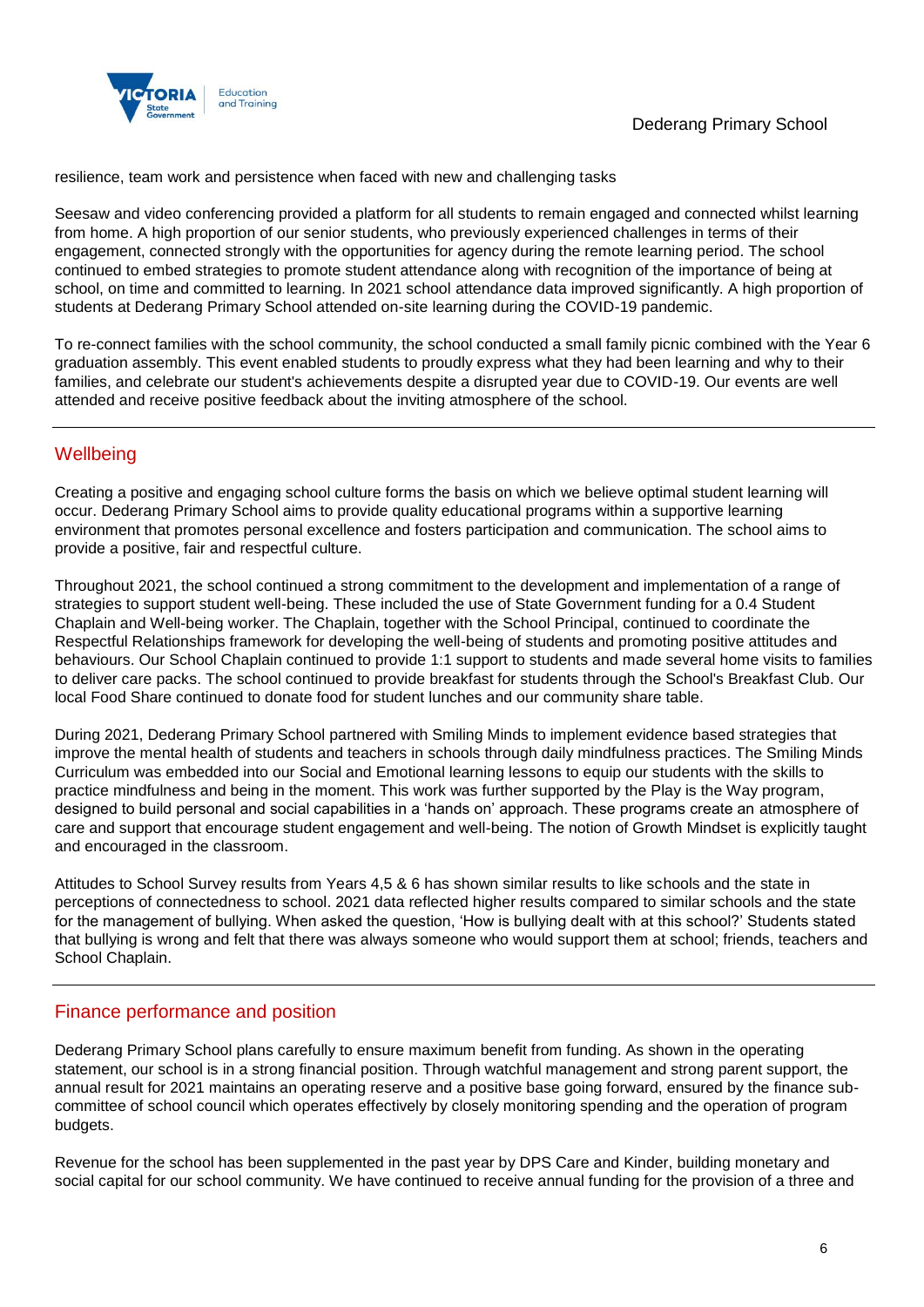resilience, team work and persistence when faced with new and challenging tasks

Seesaw and video conferencing provided a platform for all students to remain engaged and connected whilst learning from home. A high proportion of our senior students, who previously experienced challenges in terms of their engagement, connected strongly with the opportunities for agency during the remote learning period. The school continued to embed strategies to promote student attendance along with recognition of the importance of being at school, on time and committed to learning. In 2021 school attendance data improved significantly. A high proportion of students at Dederang Primary School attended on-site learning during the COVID-19 pandemic.

To re-connect families with the school community, the school conducted a small family picnic combined with the Year 6 graduation assembly. This event enabled students to proudly express what they had been learning and why to their families, and celebrate our student's achievements despite a disrupted year due to COVID-19. Our events are well attended and receive positive feedback about the inviting atmosphere of the school.

## Wellbeing

Creating a positive and engaging school culture forms the basis on which we believe optimal student learning will occur. Dederang Primary School aims to provide quality educational programs within a supportive learning environment that promotes personal excellence and fosters participation and communication. The school aims to provide a positive, fair and respectful culture.

Throughout 2021, the school continued a strong commitment to the development and implementation of a range of strategies to support student well-being. These included the use of State Government funding for a 0.4 Student Chaplain and Well-being worker. The Chaplain, together with the School Principal, continued to coordinate the Respectful Relationships framework for developing the well-being of students and promoting positive attitudes and behaviours. Our School Chaplain continued to provide 1:1 support to students and made several home visits to families to deliver care packs. The school continued to provide breakfast for students through the School's Breakfast Club. Our local Food Share continued to donate food for student lunches and our community share table.

During 2021, Dederang Primary School partnered with Smiling Minds to implement evidence based strategies that improve the mental health of students and teachers in schools through daily mindfulness practices. The Smiling Minds Curriculum was embedded into our Social and Emotional learning lessons to equip our students with the skills to practice mindfulness and being in the moment. This work was further supported by the Play is the Way program, designed to build personal and social capabilities in a 'hands on' approach. These programs create an atmosphere of care and support that encourage student engagement and well-being. The notion of Growth Mindset is explicitly taught and encouraged in the classroom.

Attitudes to School Survey results from Years 4,5 & 6 has shown similar results to like schools and the state in perceptions of connectedness to school. 2021 data reflected higher results compared to similar schools and the state for the management of bullying. When asked the question, 'How is bullying dealt with at this school?' Students stated that bullying is wrong and felt that there was always someone who would support them at school; friends, teachers and School Chaplain.

## Finance performance and position

Dederang Primary School plans carefully to ensure maximum benefit from funding. As shown in the operating statement, our school is in a strong financial position. Through watchful management and strong parent support, the annual result for 2021 maintains an operating reserve and a positive base going forward, ensured by the finance sub-committee of school council which operates effectively by closely monitoring spending and the operation of program budgets.

Revenue for the school has been supplemented in the past year by DPS Care and Kinder, building monetary and social capital for our school community. We have continued to receive annual funding for the provision of a three and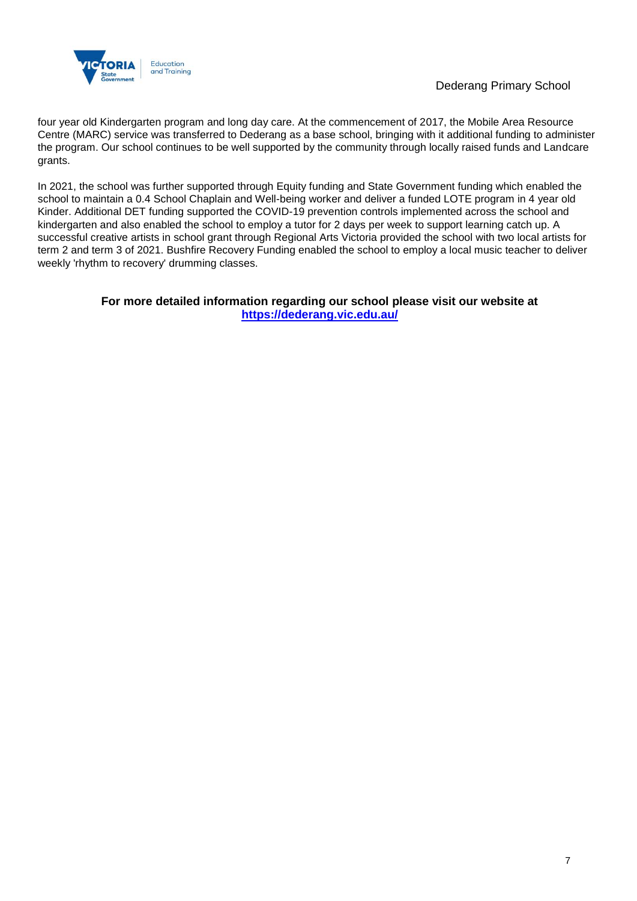four year old Kindergarten program and long day care. At the commencement of 2017, the Mobile Area Resource Centre (MARC) service was transferred to Dederang as a base school, bringing with it additional funding to administer the program. Our school continues to be well supported by the community through locally raised funds and Landcare grants.

In 2021, the school was further supported through Equity funding and State Government funding which enabled the school to maintain a 0.4 School Chaplain and Well-being worker and deliver a funded LOTE program in 4 year old Kinder. Additional DET funding supported the COVID-19 prevention controls implemented across the school and kindergarten and also enabled the school to employ a tutor for 2 days per week to support learning catch up. A successful creative artists in school grant through Regional Arts Victoria provided the school with two local artists for term 2 and term 3 of 2021. Bushfire Recovery Funding enabled the school to employ a local music teacher to deliver weekly 'rhythm to recovery' drumming classes.

**For more detailed information regarding our school please visit our website at [https://dederang.vic.edu.au/](https://dederang.vic.edu.au/)**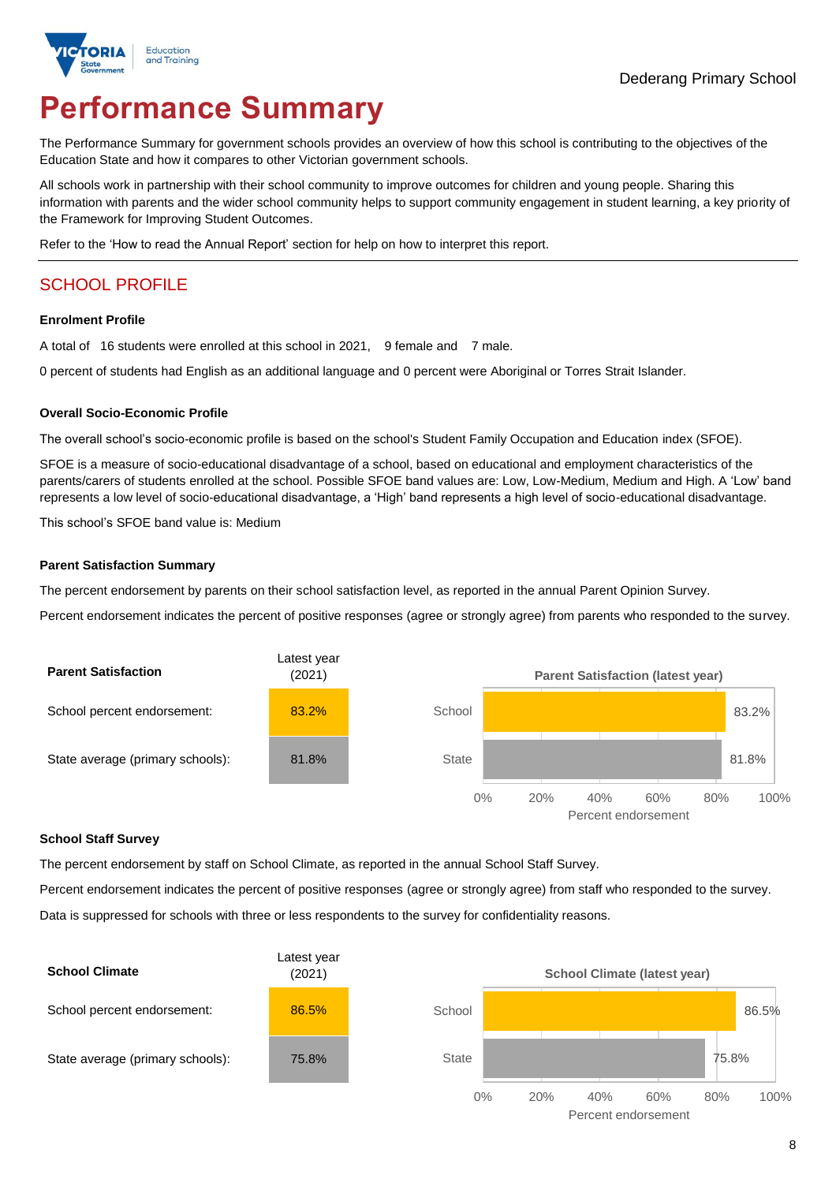Dederang Primary School

# Performance Summary

The Performance Summary for government schools provides an overview of how this school is contributing to the objectives of the Education State and how it compares to other Victorian government schools.

All schools work in partnership with their school community to improve outcomes for children and young people. Sharing this information with parents and the wider school community helps to support community engagement in student learning, a key priority of the Framework for Improving Student Outcomes.

Refer to the 'How to read the Annual Report' section for help on how to interpret this report.

## SCHOOL PROFILE

### Enrolment Profile

A total of 16 students were enrolled at this school in 2021, 9 female and 7 male.

0 percent of students had English as an additional language and 0 percent were Aboriginal or Torres Strait Islander.

### Overall Socio-Economic Profile

The overall school's socio-economic profile is based on the school's Student Family Occupation and Education index (SFOE).

SFOE is a measure of socio-educational disadvantage of a school, based on educational and employment characteristics of the parents/carers of students enrolled at the school. Possible SFOE band values are: Low, Low-Medium, Medium and High. A 'Low' band represents a low level of socio-educational disadvantage, a 'High' band represents a high level of socio-educational disadvantage.

This school's SFOE band value is: Medium

### Parent Satisfaction Summary

The percent endorsement by parents on their school satisfaction level, as reported in the annual Parent Opinion Survey.

Percent endorsement indicates the percent of positive responses (agree or strongly agree) from parents who responded to the survey.

| Parent Satisfaction | Latest year (2021) |
| --- | --- |
| School percent endorsement: | 83.2% |
| State average (primary schools): | 81.8% |

Parent Satisfaction (latest year)

| | Percent endorsement |
| --- | --- |
| School | 83.2% |
| State | 81.8% |

### School Staff Survey

The percent endorsement by staff on School Climate, as reported in the annual School Staff Survey.

Percent endorsement indicates the percent of positive responses (agree or strongly agree) from staff who responded to the survey.

Data is suppressed for schools with three or less respondents to the survey for confidentiality reasons.

| School Climate | Latest year (2021) |
| --- | --- |
| School percent endorsement: | 86.5% |
| State average (primary schools): | 75.8% |

School Climate (latest year)

| | Percent endorsement |
| --- | --- |
| School | 86.5% |
| State | 75.8% |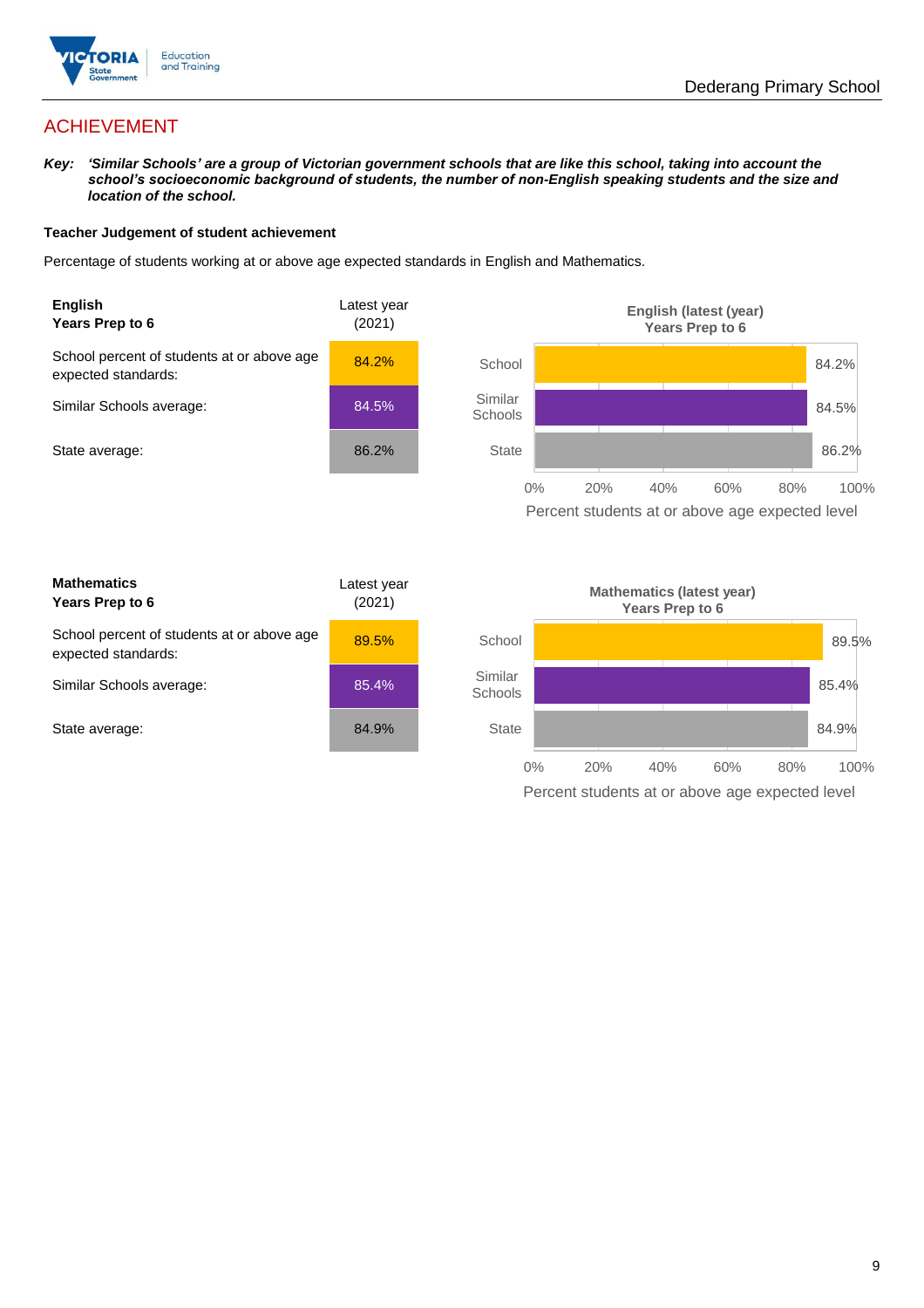# ACHIEVEMENT

***Key:*** ***'Similar Schools' are a group of Victorian government schools that are like this school, taking into account the school's socioeconomic background of students, the number of non-English speaking students and the size and location of the school.***

**Teacher Judgement of student achievement**

Percentage of students working at or above age expected standards in English and Mathematics.

| **English** **Years Prep to 6** | Latest year (2021) |
|---|---|
| School percent of students at or above age expected standards: | 84.2% |
| Similar Schools average: | 84.5% |
| State average: | 86.2% |

**English (latest (year) Years Prep to 6**

| | Percent students at or above age expected level |
|---|---|
| School | 84.2% |
| Similar Schools | 84.5% |
| State | 86.2% |

| **Mathematics** **Years Prep to 6** | Latest year (2021) |
|---|---|
| School percent of students at or above age expected standards: | 89.5% |
| Similar Schools average: | 85.4% |
| State average: | 84.9% |

**Mathematics (latest year) Years Prep to 6**

| | Percent students at or above age expected level |
|---|---|
| School | 89.5% |
| Similar Schools | 85.4% |
| State | 84.9% |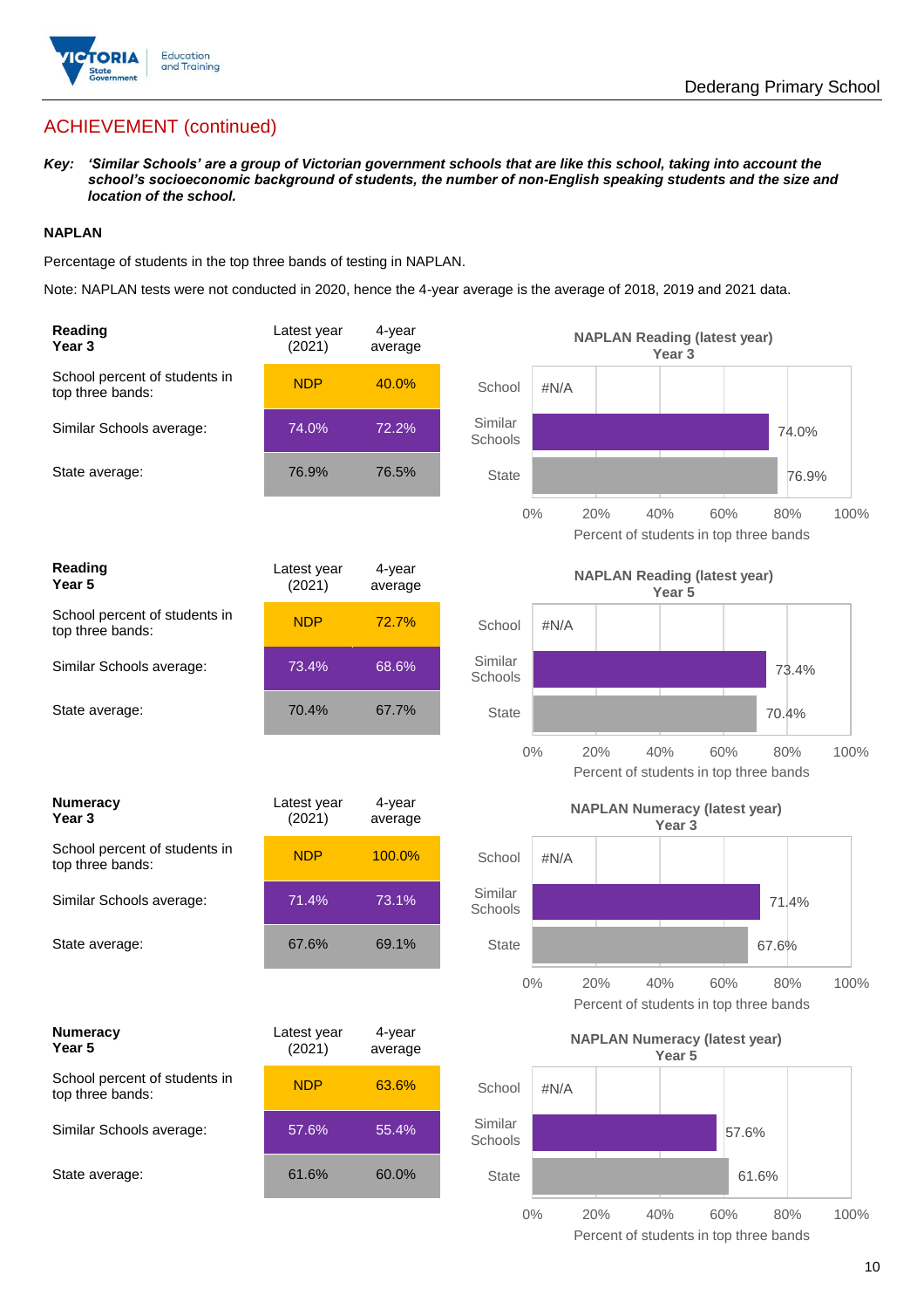## ACHIEVEMENT (continued)

***Key:*** ***'Similar Schools' are a group of Victorian government schools that are like this school, taking into account the school's socioeconomic background of students, the number of non-English speaking students and the size and location of the school.***

### NAPLAN

Percentage of students in the top three bands of testing in NAPLAN.

Note: NAPLAN tests were not conducted in 2020, hence the 4-year average is the average of 2018, 2019 and 2021 data.

| Reading Year 3 | Latest year (2021) | 4-year average |
|---|---|---|
| School percent of students in top three bands: | NDP | 40.0% |
| Similar Schools average: | 74.0% | 72.2% |
| State average: | 76.9% | 76.5% |

**NAPLAN Reading (latest year) Year 3**

| | Percent of students in top three bands |
|---|---|
| School | #N/A |
| Similar Schools | 74.0% |
| State | 76.9% |

| Reading Year 5 | Latest year (2021) | 4-year average |
|---|---|---|
| School percent of students in top three bands: | NDP | 72.7% |
| Similar Schools average: | 73.4% | 68.6% |
| State average: | 70.4% | 67.7% |

**NAPLAN Reading (latest year) Year 5**

| | Percent of students in top three bands |
|---|---|
| School | #N/A |
| Similar Schools | 73.4% |
| State | 70.4% |

| Numeracy Year 3 | Latest year (2021) | 4-year average |
|---|---|---|
| School percent of students in top three bands: | NDP | 100.0% |
| Similar Schools average: | 71.4% | 73.1% |
| State average: | 67.6% | 69.1% |

**NAPLAN Numeracy (latest year) Year 3**

| | Percent of students in top three bands |
|---|---|
| School | #N/A |
| Similar Schools | 71.4% |
| State | 67.6% |

| Numeracy Year 5 | Latest year (2021) | 4-year average |
|---|---|---|
| School percent of students in top three bands: | NDP | 63.6% |
| Similar Schools average: | 57.6% | 55.4% |
| State average: | 61.6% | 60.0% |

**NAPLAN Numeracy (latest year) Year 5**

| | Percent of students in top three bands |
|---|---|
| School | #N/A |
| Similar Schools | 57.6% |
| State | 61.6% |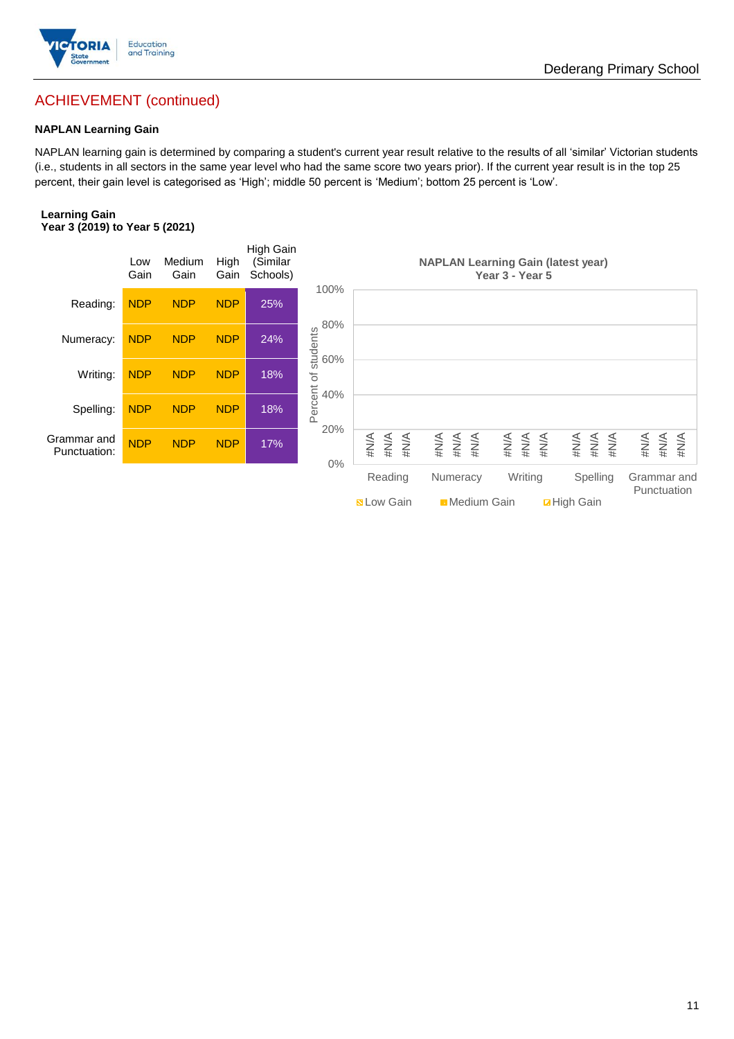## ACHIEVEMENT (continued)

**NAPLAN Learning Gain**

NAPLAN learning gain is determined by comparing a student's current year result relative to the results of all 'similar' Victorian students (i.e., students in all sectors in the same year level who had the same score two years prior). If the current year result is in the top 25 percent, their gain level is categorised as 'High'; middle 50 percent is 'Medium'; bottom 25 percent is 'Low'.

**Learning Gain**
**Year 3 (2019) to Year 5 (2021)**

| | Low Gain | Medium Gain | High Gain | High Gain (Similar Schools) |
|---|---|---|---|---|
| Reading: | NDP | NDP | NDP | 25% |
| Numeracy: | NDP | NDP | NDP | 24% |
| Writing: | NDP | NDP | NDP | 18% |
| Spelling: | NDP | NDP | NDP | 18% |
| Grammar and Punctuation: | NDP | NDP | NDP | 17% |

**NAPLAN Learning Gain (latest year)**
**Year 3 - Year 5**

| | Low Gain | Medium Gain | High Gain |
|---|---|---|---|
| Reading | #N/A | #N/A | #N/A |
| Numeracy | #N/A | #N/A | #N/A |
| Writing | #N/A | #N/A | #N/A |
| Spelling | #N/A | #N/A | #N/A |
| Grammar and Punctuation | #N/A | #N/A | #N/A |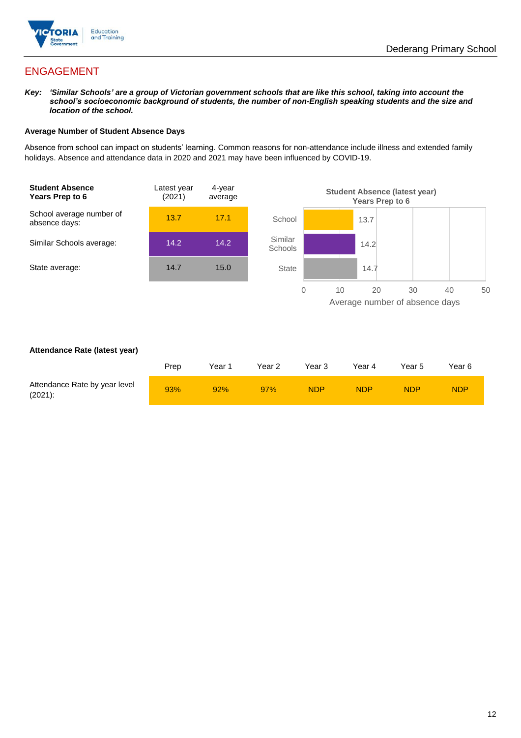## ENGAGEMENT

***Key:** 'Similar Schools' are a group of Victorian government schools that are like this school, taking into account the school's socioeconomic background of students, the number of non-English speaking students and the size and location of the school.*

**Average Number of Student Absence Days**

Absence from school can impact on students' learning. Common reasons for non-attendance include illness and extended family holidays. Absence and attendance data in 2020 and 2021 may have been influenced by COVID-19.

| **Student Absence Years Prep to 6** | Latest year (2021) | 4-year average |
|---|---|---|
| School average number of absence days: | 13.7 | 17.1 |
| Similar Schools average: | 14.2 | 14.2 |
| State average: | 14.7 | 15.0 |

**Student Absence (latest year) Years Prep to 6**

| | Average number of absence days |
|---|---|
| School | 13.7 |
| Similar Schools | 14.2 |
| State | 14.7 |

**Attendance Rate (latest year)**

| | Prep | Year 1 | Year 2 | Year 3 | Year 4 | Year 5 | Year 6 |
|---|---|---|---|---|---|---|---|
| Attendance Rate by year level (2021): | 93% | 92% | 97% | NDP | NDP | NDP | NDP |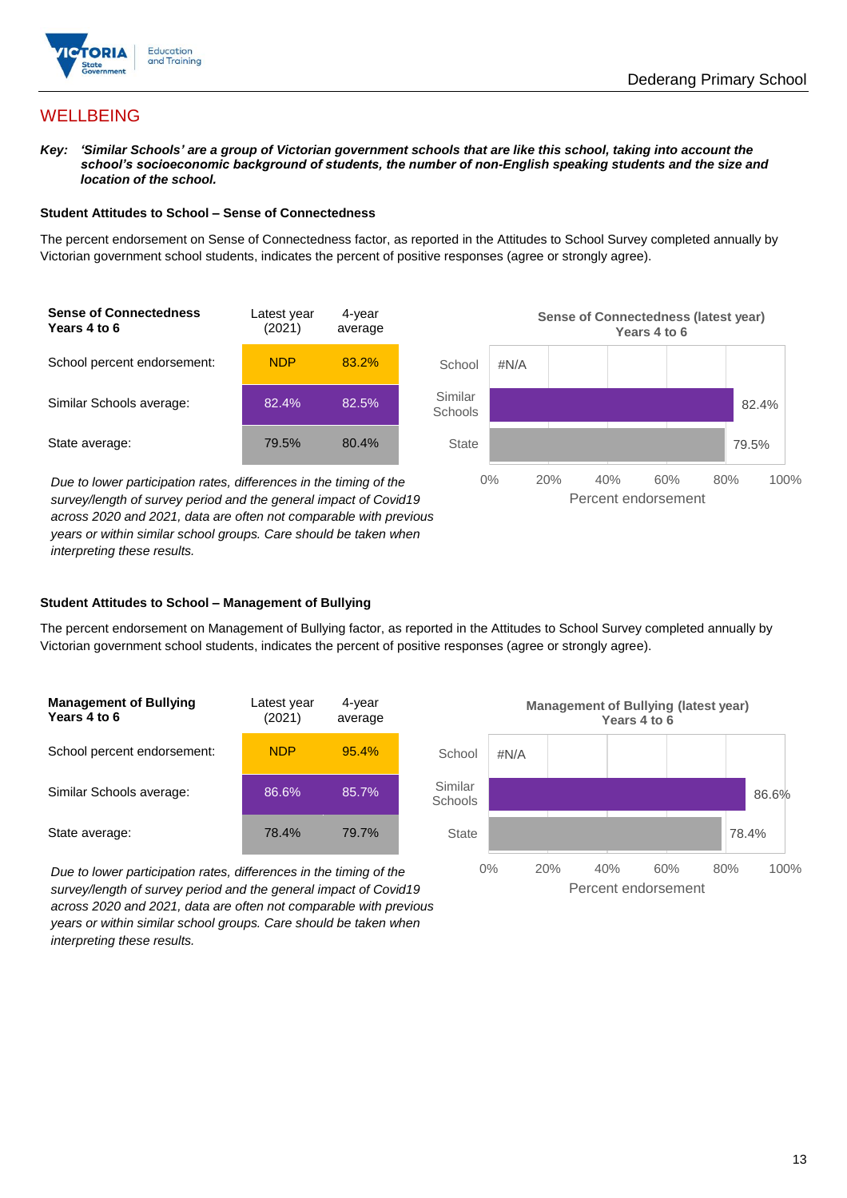## WELLBEING

***Key:*** ***'Similar Schools' are a group of Victorian government schools that are like this school, taking into account the school's socioeconomic background of students, the number of non-English speaking students and the size and location of the school.***

### Student Attitudes to School – Sense of Connectedness

The percent endorsement on Sense of Connectedness factor, as reported in the Attitudes to School Survey completed annually by Victorian government school students, indicates the percent of positive responses (agree or strongly agree).

| Sense of Connectedness Years 4 to 6 | Latest year (2021) | 4-year average |
|---|---|---|
| School percent endorsement: | NDP | 83.2% |
| Similar Schools average: | 82.4% | 82.5% |
| State average: | 79.5% | 80.4% |

**Sense of Connectedness (latest year) Years 4 to 6**

| | Percent endorsement |
|---|---|
| School | #N/A |
| Similar Schools | 82.4% |
| State | 79.5% |

*Due to lower participation rates, differences in the timing of the survey/length of survey period and the general impact of Covid19 across 2020 and 2021, data are often not comparable with previous years or within similar school groups. Care should be taken when interpreting these results.*

### Student Attitudes to School – Management of Bullying

The percent endorsement on Management of Bullying factor, as reported in the Attitudes to School Survey completed annually by Victorian government school students, indicates the percent of positive responses (agree or strongly agree).

| Management of Bullying Years 4 to 6 | Latest year (2021) | 4-year average |
|---|---|---|
| School percent endorsement: | NDP | 95.4% |
| Similar Schools average: | 86.6% | 85.7% |
| State average: | 78.4% | 79.7% |

**Management of Bullying (latest year) Years 4 to 6**

| | Percent endorsement |
|---|---|
| School | #N/A |
| Similar Schools | 86.6% |
| State | 78.4% |

*Due to lower participation rates, differences in the timing of the survey/length of survey period and the general impact of Covid19 across 2020 and 2021, data are often not comparable with previous years or within similar school groups. Care should be taken when interpreting these results.*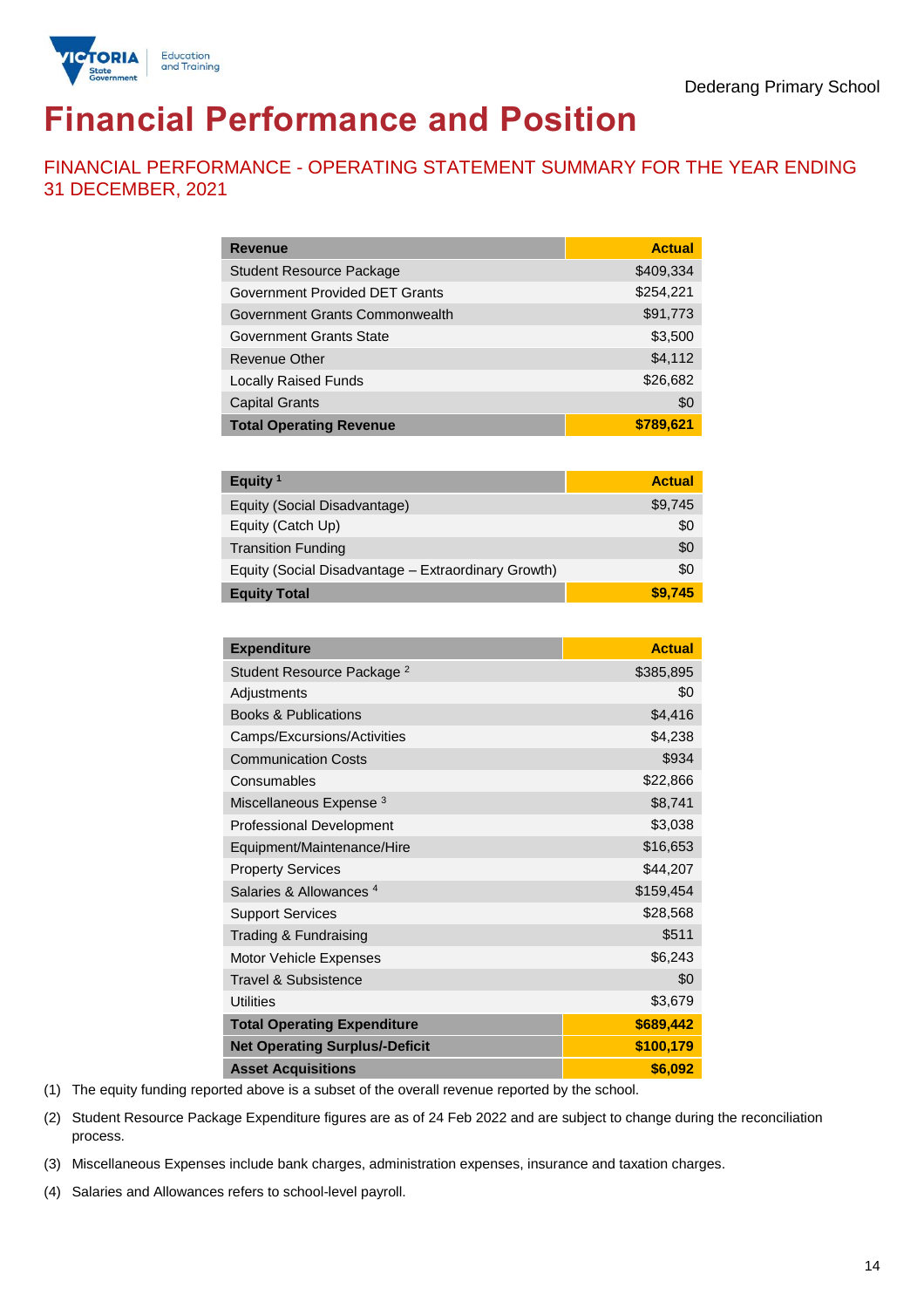Dederang Primary School

# Financial Performance and Position

## FINANCIAL PERFORMANCE - OPERATING STATEMENT SUMMARY FOR THE YEAR ENDING 31 DECEMBER, 2021

| Revenue | Actual |
|---|---|
| Student Resource Package | $409,334 |
| Government Provided DET Grants | $254,221 |
| Government Grants Commonwealth | $91,773 |
| Government Grants State | $3,500 |
| Revenue Other | $4,112 |
| Locally Raised Funds | $26,682 |
| Capital Grants | $0 |
| **Total Operating Revenue** | **$789,621** |

| Equity [1] | Actual |
|---|---|
| Equity (Social Disadvantage) | $9,745 |
| Equity (Catch Up) | $0 |
| Transition Funding | $0 |
| Equity (Social Disadvantage – Extraordinary Growth) | $0 |
| **Equity Total** | **$9,745** |

| Expenditure | Actual |
|---|---|
| Student Resource Package [2] | $385,895 |
| Adjustments | $0 |
| Books & Publications | $4,416 |
| Camps/Excursions/Activities | $4,238 |
| Communication Costs | $934 |
| Consumables | $22,866 |
| Miscellaneous Expense [3] | $8,741 |
| Professional Development | $3,038 |
| Equipment/Maintenance/Hire | $16,653 |
| Property Services | $44,207 |
| Salaries & Allowances [4] | $159,454 |
| Support Services | $28,568 |
| Trading & Fundraising | $511 |
| Motor Vehicle Expenses | $6,243 |
| Travel & Subsistence | $0 |
| Utilities | $3,679 |
| **Total Operating Expenditure** | **$689,442** |
| **Net Operating Surplus/-Deficit** | **$100,179** |
| **Asset Acquisitions** | **$6,092** |

(1) The equity funding reported above is a subset of the overall revenue reported by the school.

(2) Student Resource Package Expenditure figures are as of 24 Feb 2022 and are subject to change during the reconciliation process.

(3) Miscellaneous Expenses include bank charges, administration expenses, insurance and taxation charges.

(4) Salaries and Allowances refers to school-level payroll.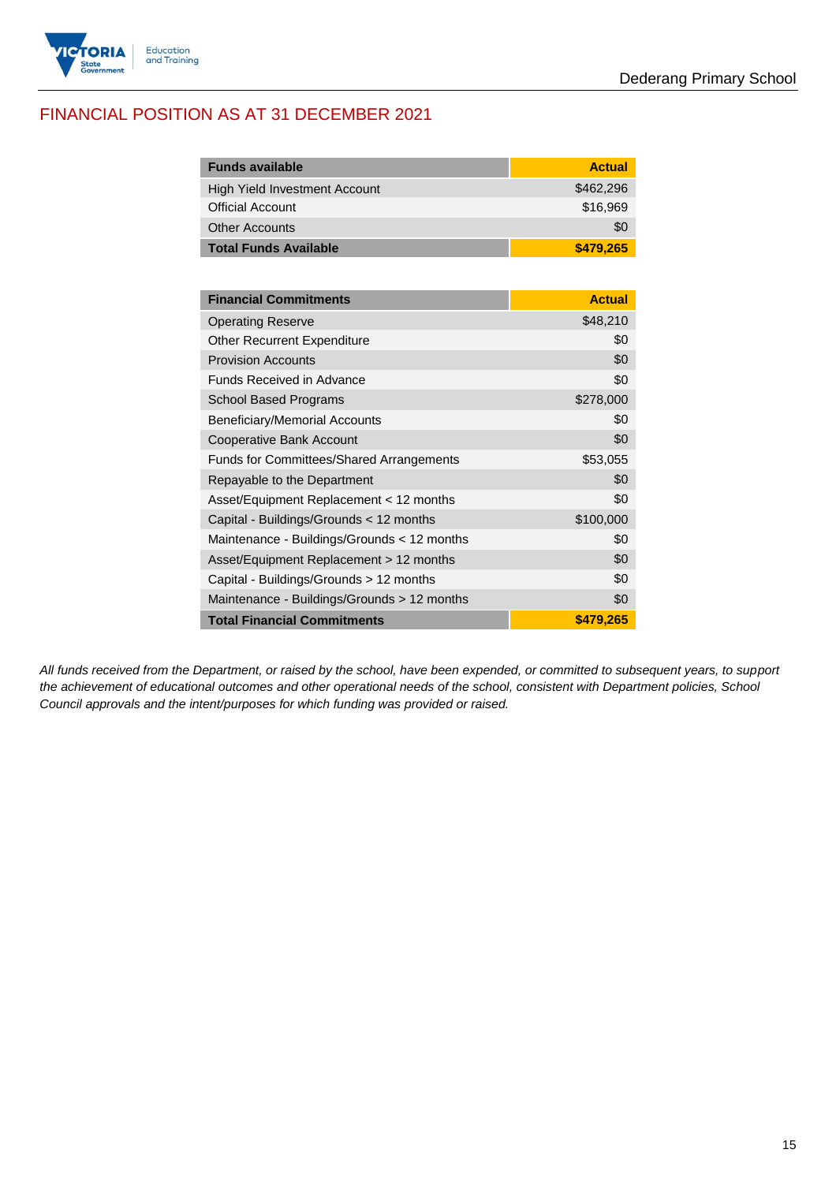# FINANCIAL POSITION AS AT 31 DECEMBER 2021

| Funds available | Actual |
|---|---|
| High Yield Investment Account | $462,296 |
| Official Account | $16,969 |
| Other Accounts | $0 |
| **Total Funds Available** | **$479,265** |

| Financial Commitments | Actual |
|---|---|
| Operating Reserve | $48,210 |
| Other Recurrent Expenditure | $0 |
| Provision Accounts | $0 |
| Funds Received in Advance | $0 |
| School Based Programs | $278,000 |
| Beneficiary/Memorial Accounts | $0 |
| Cooperative Bank Account | $0 |
| Funds for Committees/Shared Arrangements | $53,055 |
| Repayable to the Department | $0 |
| Asset/Equipment Replacement < 12 months | $0 |
| Capital - Buildings/Grounds < 12 months | $100,000 |
| Maintenance - Buildings/Grounds < 12 months | $0 |
| Asset/Equipment Replacement > 12 months | $0 |
| Capital - Buildings/Grounds > 12 months | $0 |
| Maintenance - Buildings/Grounds > 12 months | $0 |
| **Total Financial Commitments** | **$479,265** |

*All funds received from the Department, or raised by the school, have been expended, or committed to subsequent years, to support the achievement of educational outcomes and other operational needs of the school, consistent with Department policies, School Council approvals and the intent/purposes for which funding was provided or raised.*